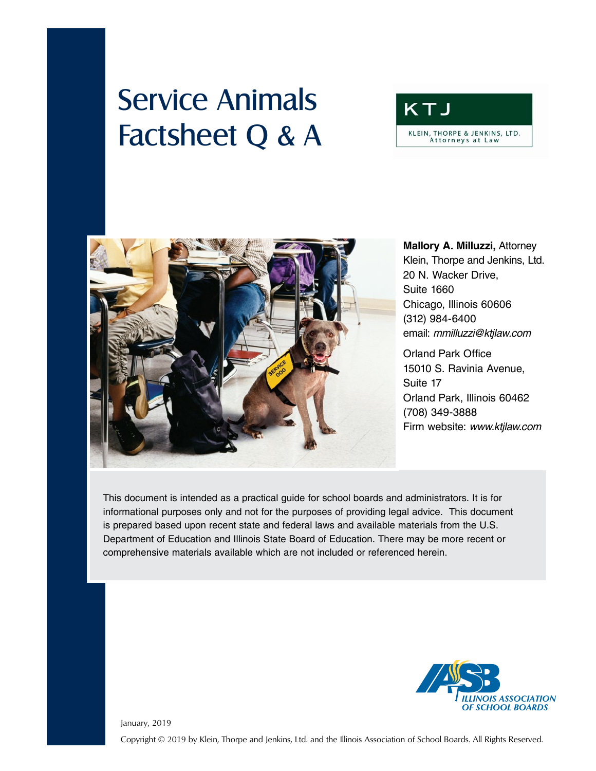# Service Animals Factsheet Q & A

KTJ

KLEIN, THORPE & JENKINS, LTD.
Attorneys at Law

**Mallory A. Milluzzi,** Attorney
Klein, Thorpe and Jenkins, Ltd.
20 N. Wacker Drive,
Suite 1660
Chicago, Illinois 60606
(312) 984-6400
email: *mmilluzzi@ktjlaw.com*

Orland Park Office
15010 S. Ravinia Avenue,
Suite 17
Orland Park, Illinois 60462
(708) 349-3888
Firm website: *www.ktjlaw.com*

This document is intended as a practical guide for school boards and administrators. It is for informational purposes only and not for the purposes of providing legal advice. This document is prepared based upon recent state and federal laws and available materials from the U.S. Department of Education and Illinois State Board of Education. There may be more recent or comprehensive materials available which are not included or referenced herein.

IASB
ILLINOIS ASSOCIATION OF SCHOOL BOARDS

January, 2019

Copyright © 2019 by Klein, Thorpe and Jenkins, Ltd. and the Illinois Association of School Boards. All Rights Reserved.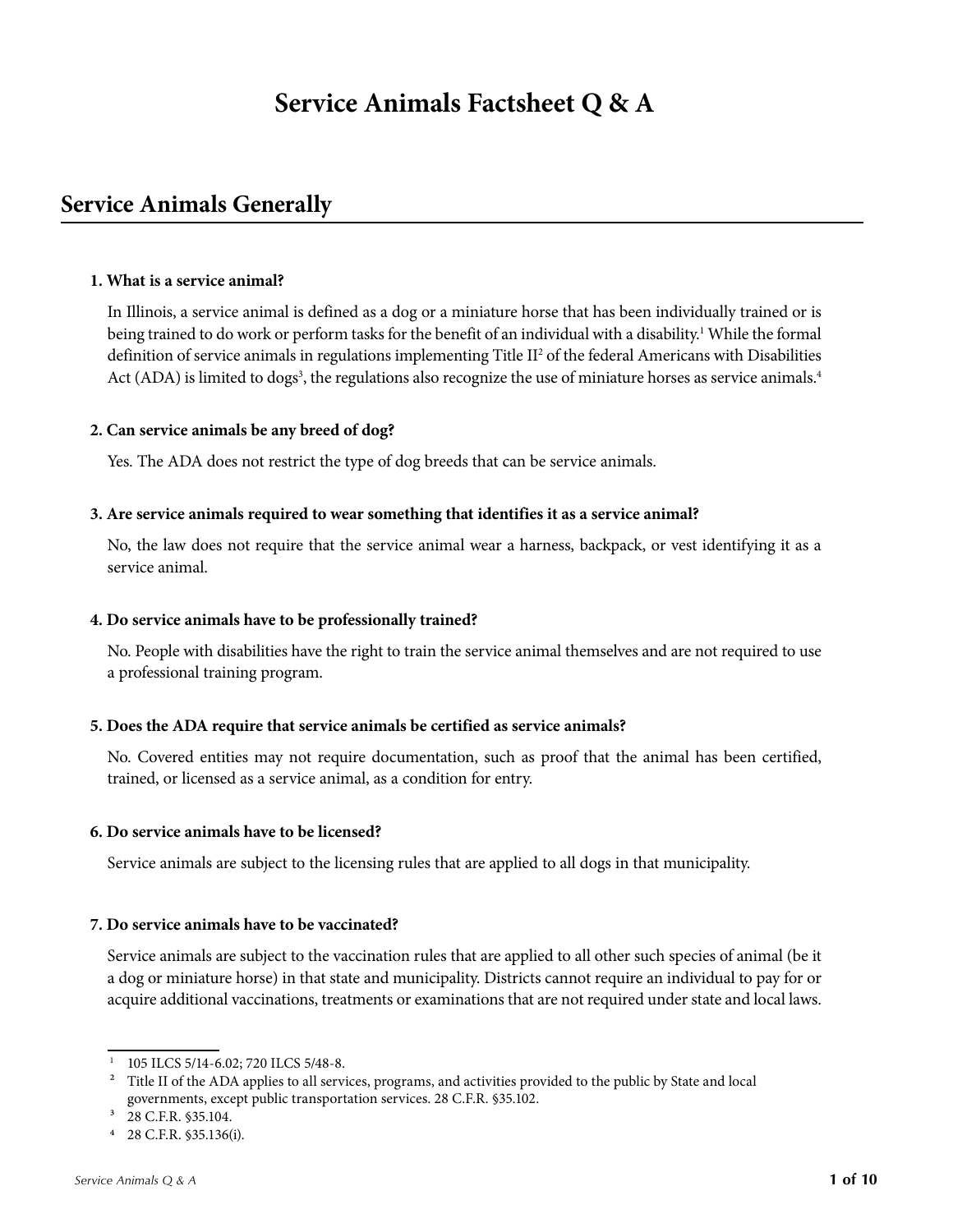# Service Animals Factsheet Q & A

## Service Animals Generally

**1. What is a service animal?**

In Illinois, a service animal is defined as a dog or a miniature horse that has been individually trained or is being trained to do work or perform tasks for the benefit of an individual with a disability.[1] While the formal definition of service animals in regulations implementing Title II[2] of the federal Americans with Disabilities Act (ADA) is limited to dogs[3], the regulations also recognize the use of miniature horses as service animals.[4]

**2. Can service animals be any breed of dog?**

Yes. The ADA does not restrict the type of dog breeds that can be service animals.

**3. Are service animals required to wear something that identifies it as a service animal?**

No, the law does not require that the service animal wear a harness, backpack, or vest identifying it as a service animal.

**4. Do service animals have to be professionally trained?**

No. People with disabilities have the right to train the service animal themselves and are not required to use a professional training program.

**5. Does the ADA require that service animals be certified as service animals?**

No. Covered entities may not require documentation, such as proof that the animal has been certified, trained, or licensed as a service animal, as a condition for entry.

**6. Do service animals have to be licensed?**

Service animals are subject to the licensing rules that are applied to all dogs in that municipality.

**7. Do service animals have to be vaccinated?**

Service animals are subject to the vaccination rules that are applied to all other such species of animal (be it a dog or miniature horse) in that state and municipality. Districts cannot require an individual to pay for or acquire additional vaccinations, treatments or examinations that are not required under state and local laws.

---

[1] 105 ILCS 5/14-6.02; 720 ILCS 5/48-8.

[2] Title II of the ADA applies to all services, programs, and activities provided to the public by State and local governments, except public transportation services. 28 C.F.R. §35.102.

[3] 28 C.F.R. §35.104.

[4] 28 C.F.R. §35.136(i).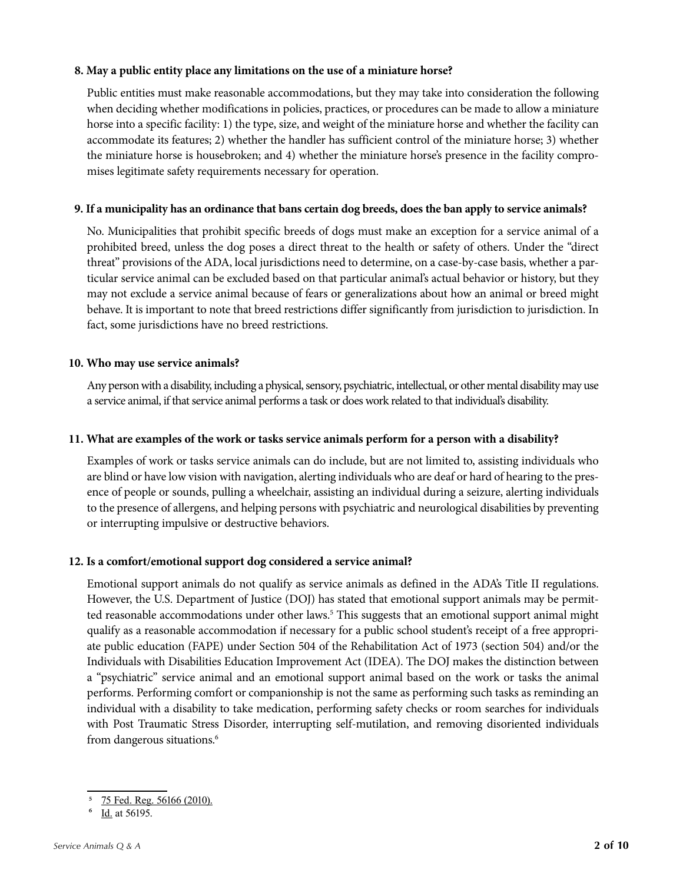**8. May a public entity place any limitations on the use of a miniature horse?**

Public entities must make reasonable accommodations, but they may take into consideration the following when deciding whether modifications in policies, practices, or procedures can be made to allow a miniature horse into a specific facility: 1) the type, size, and weight of the miniature horse and whether the facility can accommodate its features; 2) whether the handler has sufficient control of the miniature horse; 3) whether the miniature horse is housebroken; and 4) whether the miniature horse's presence in the facility compromises legitimate safety requirements necessary for operation.

**9. If a municipality has an ordinance that bans certain dog breeds, does the ban apply to service animals?**

No. Municipalities that prohibit specific breeds of dogs must make an exception for a service animal of a prohibited breed, unless the dog poses a direct threat to the health or safety of others. Under the "direct threat" provisions of the ADA, local jurisdictions need to determine, on a case-by-case basis, whether a particular service animal can be excluded based on that particular animal's actual behavior or history, but they may not exclude a service animal because of fears or generalizations about how an animal or breed might behave. It is important to note that breed restrictions differ significantly from jurisdiction to jurisdiction. In fact, some jurisdictions have no breed restrictions.

**10. Who may use service animals?**

Any person with a disability, including a physical, sensory, psychiatric, intellectual, or other mental disability may use a service animal, if that service animal performs a task or does work related to that individual's disability.

**11. What are examples of the work or tasks service animals perform for a person with a disability?**

Examples of work or tasks service animals can do include, but are not limited to, assisting individuals who are blind or have low vision with navigation, alerting individuals who are deaf or hard of hearing to the presence of people or sounds, pulling a wheelchair, assisting an individual during a seizure, alerting individuals to the presence of allergens, and helping persons with psychiatric and neurological disabilities by preventing or interrupting impulsive or destructive behaviors.

**12. Is a comfort/emotional support dog considered a service animal?**

Emotional support animals do not qualify as service animals as defined in the ADA's Title II regulations. However, the U.S. Department of Justice (DOJ) has stated that emotional support animals may be permitted reasonable accommodations under other laws.[5] This suggests that an emotional support animal might qualify as a reasonable accommodation if necessary for a public school student's receipt of a free appropriate public education (FAPE) under Section 504 of the Rehabilitation Act of 1973 (section 504) and/or the Individuals with Disabilities Education Improvement Act (IDEA). The DOJ makes the distinction between a "psychiatric" service animal and an emotional support animal based on the work or tasks the animal performs. Performing comfort or companionship is not the same as performing such tasks as reminding an individual with a disability to take medication, performing safety checks or room searches for individuals with Post Traumatic Stress Disorder, interrupting self-mutilation, and removing disoriented individuals from dangerous situations.[6]

---

[5] 75 Fed. Reg. 56166 (2010).

[6] Id. at 56195.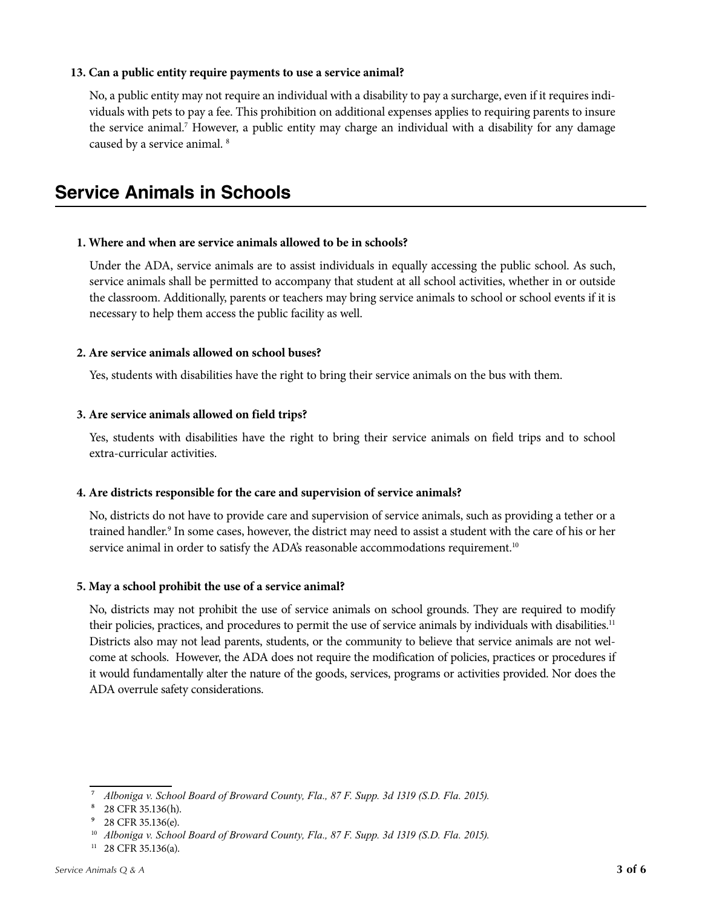**13. Can a public entity require payments to use a service animal?**

No, a public entity may not require an individual with a disability to pay a surcharge, even if it requires individuals with pets to pay a fee. This prohibition on additional expenses applies to requiring parents to insure the service animal.[7] However, a public entity may charge an individual with a disability for any damage caused by a service animal. [8]

## Service Animals in Schools

**1. Where and when are service animals allowed to be in schools?**

Under the ADA, service animals are to assist individuals in equally accessing the public school. As such, service animals shall be permitted to accompany that student at all school activities, whether in or outside the classroom. Additionally, parents or teachers may bring service animals to school or school events if it is necessary to help them access the public facility as well.

**2. Are service animals allowed on school buses?**

Yes, students with disabilities have the right to bring their service animals on the bus with them.

**3. Are service animals allowed on field trips?**

Yes, students with disabilities have the right to bring their service animals on field trips and to school extra-curricular activities.

**4. Are districts responsible for the care and supervision of service animals?**

No, districts do not have to provide care and supervision of service animals, such as providing a tether or a trained handler.[9] In some cases, however, the district may need to assist a student with the care of his or her service animal in order to satisfy the ADA's reasonable accommodations requirement.[10]

**5. May a school prohibit the use of a service animal?**

No, districts may not prohibit the use of service animals on school grounds. They are required to modify their policies, practices, and procedures to permit the use of service animals by individuals with disabilities.[11] Districts also may not lead parents, students, or the community to believe that service animals are not welcome at schools. However, the ADA does not require the modification of policies, practices or procedures if it would fundamentally alter the nature of the goods, services, programs or activities provided. Nor does the ADA overrule safety considerations.

---

[7] *Alboniga v. School Board of Broward County, Fla., 87 F. Supp. 3d 1319 (S.D. Fla. 2015).*

[8] 28 CFR 35.136(h).

[9] 28 CFR 35.136(e).

[10] *Alboniga v. School Board of Broward County, Fla., 87 F. Supp. 3d 1319 (S.D. Fla. 2015).*

[11] 28 CFR 35.136(a).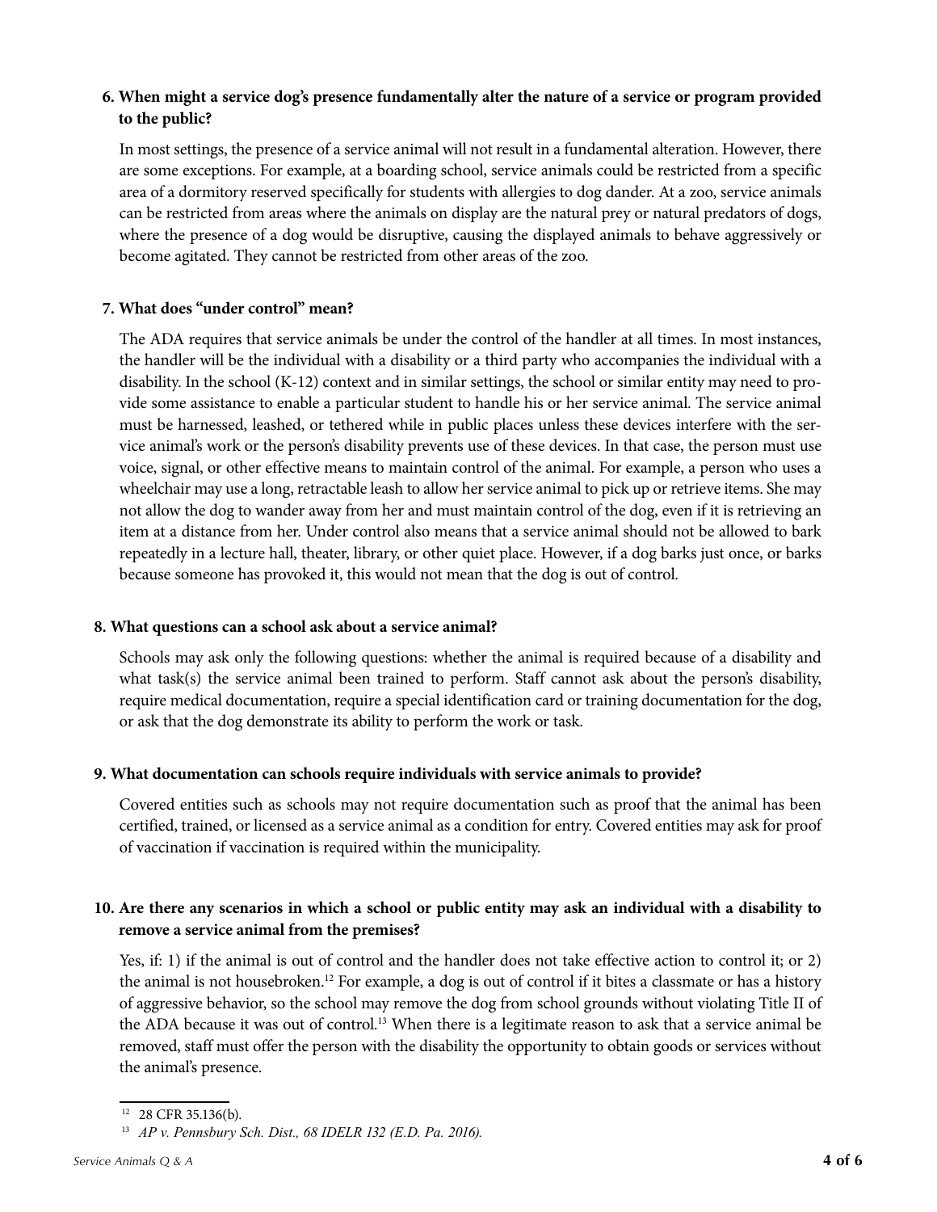**6. When might a service dog's presence fundamentally alter the nature of a service or program provided to the public?**

In most settings, the presence of a service animal will not result in a fundamental alteration. However, there are some exceptions. For example, at a boarding school, service animals could be restricted from a specific area of a dormitory reserved specifically for students with allergies to dog dander. At a zoo, service animals can be restricted from areas where the animals on display are the natural prey or natural predators of dogs, where the presence of a dog would be disruptive, causing the displayed animals to behave aggressively or become agitated. They cannot be restricted from other areas of the zoo.

**7. What does "under control" mean?**

The ADA requires that service animals be under the control of the handler at all times. In most instances, the handler will be the individual with a disability or a third party who accompanies the individual with a disability. In the school (K-12) context and in similar settings, the school or similar entity may need to provide some assistance to enable a particular student to handle his or her service animal. The service animal must be harnessed, leashed, or tethered while in public places unless these devices interfere with the service animal's work or the person's disability prevents use of these devices. In that case, the person must use voice, signal, or other effective means to maintain control of the animal. For example, a person who uses a wheelchair may use a long, retractable leash to allow her service animal to pick up or retrieve items. She may not allow the dog to wander away from her and must maintain control of the dog, even if it is retrieving an item at a distance from her. Under control also means that a service animal should not be allowed to bark repeatedly in a lecture hall, theater, library, or other quiet place. However, if a dog barks just once, or barks because someone has provoked it, this would not mean that the dog is out of control.

**8. What questions can a school ask about a service animal?**

Schools may ask only the following questions: whether the animal is required because of a disability and what task(s) the service animal been trained to perform. Staff cannot ask about the person's disability, require medical documentation, require a special identification card or training documentation for the dog, or ask that the dog demonstrate its ability to perform the work or task.

**9. What documentation can schools require individuals with service animals to provide?**

Covered entities such as schools may not require documentation such as proof that the animal has been certified, trained, or licensed as a service animal as a condition for entry. Covered entities may ask for proof of vaccination if vaccination is required within the municipality.

**10. Are there any scenarios in which a school or public entity may ask an individual with a disability to remove a service animal from the premises?**

Yes, if: 1) if the animal is out of control and the handler does not take effective action to control it; or 2) the animal is not housebroken.[12] For example, a dog is out of control if it bites a classmate or has a history of aggressive behavior, so the school may remove the dog from school grounds without violating Title II of the ADA because it was out of control.[13] When there is a legitimate reason to ask that a service animal be removed, staff must offer the person with the disability the opportunity to obtain goods or services without the animal's presence.

---

[12] 28 CFR 35.136(b).

[13] *AP v. Pennsbury Sch. Dist., 68 IDELR 132 (E.D. Pa. 2016).*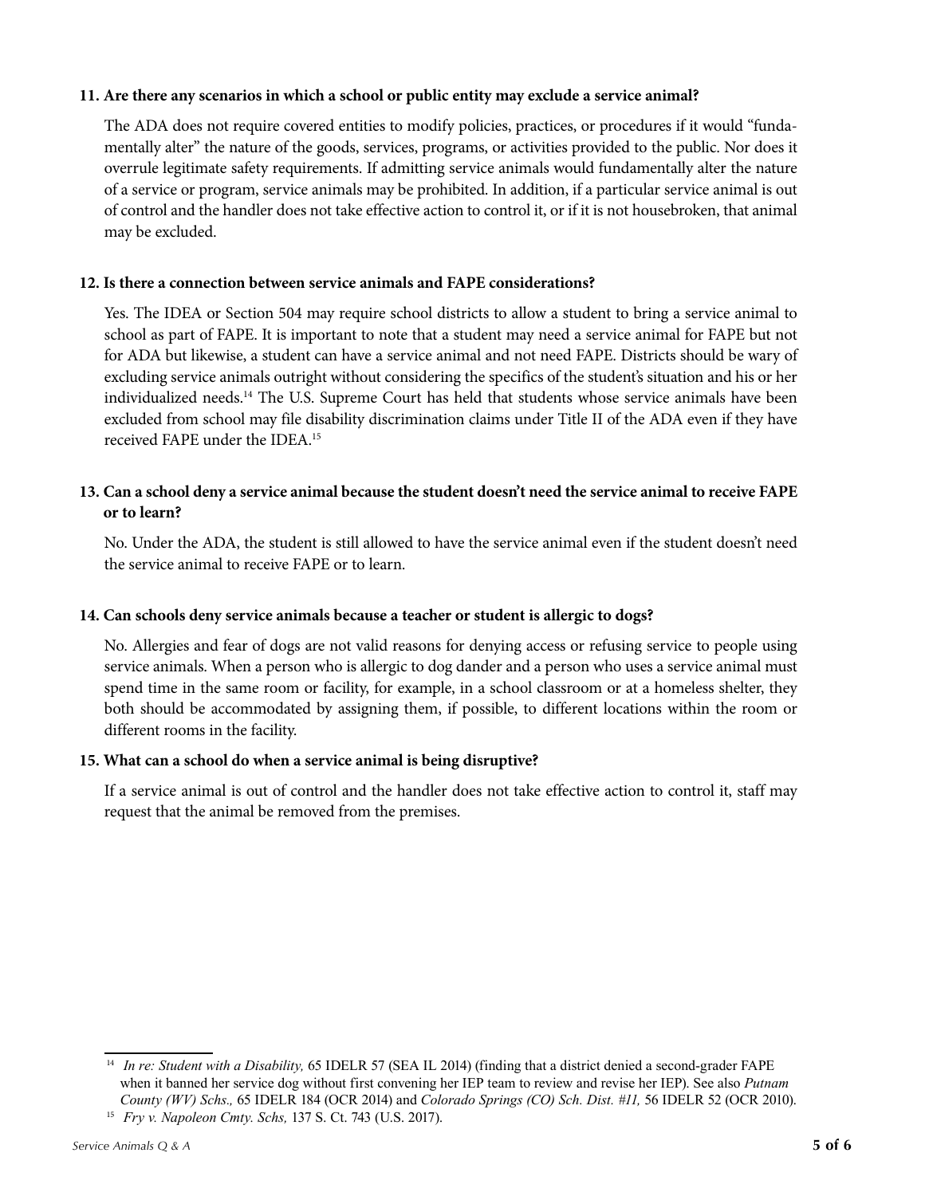**11. Are there any scenarios in which a school or public entity may exclude a service animal?**

The ADA does not require covered entities to modify policies, practices, or procedures if it would "fundamentally alter" the nature of the goods, services, programs, or activities provided to the public. Nor does it overrule legitimate safety requirements. If admitting service animals would fundamentally alter the nature of a service or program, service animals may be prohibited. In addition, if a particular service animal is out of control and the handler does not take effective action to control it, or if it is not housebroken, that animal may be excluded.

**12. Is there a connection between service animals and FAPE considerations?**

Yes. The IDEA or Section 504 may require school districts to allow a student to bring a service animal to school as part of FAPE. It is important to note that a student may need a service animal for FAPE but not for ADA but likewise, a student can have a service animal and not need FAPE. Districts should be wary of excluding service animals outright without considering the specifics of the student's situation and his or her individualized needs.[14] The U.S. Supreme Court has held that students whose service animals have been excluded from school may file disability discrimination claims under Title II of the ADA even if they have received FAPE under the IDEA.[15]

**13. Can a school deny a service animal because the student doesn't need the service animal to receive FAPE or to learn?**

No. Under the ADA, the student is still allowed to have the service animal even if the student doesn't need the service animal to receive FAPE or to learn.

**14. Can schools deny service animals because a teacher or student is allergic to dogs?**

No. Allergies and fear of dogs are not valid reasons for denying access or refusing service to people using service animals. When a person who is allergic to dog dander and a person who uses a service animal must spend time in the same room or facility, for example, in a school classroom or at a homeless shelter, they both should be accommodated by assigning them, if possible, to different locations within the room or different rooms in the facility.

**15. What can a school do when a service animal is being disruptive?**

If a service animal is out of control and the handler does not take effective action to control it, staff may request that the animal be removed from the premises.

---

[14] *In re: Student with a Disability,* 65 IDELR 57 (SEA IL 2014) (finding that a district denied a second-grader FAPE when it banned her service dog without first convening her IEP team to review and revise her IEP). See also *Putnam County (WV) Schs.,* 65 IDELR 184 (OCR 2014) and *Colorado Springs (CO) Sch. Dist. #11,* 56 IDELR 52 (OCR 2010).

[15] *Fry v. Napoleon Cmty. Schs,* 137 S. Ct. 743 (U.S. 2017).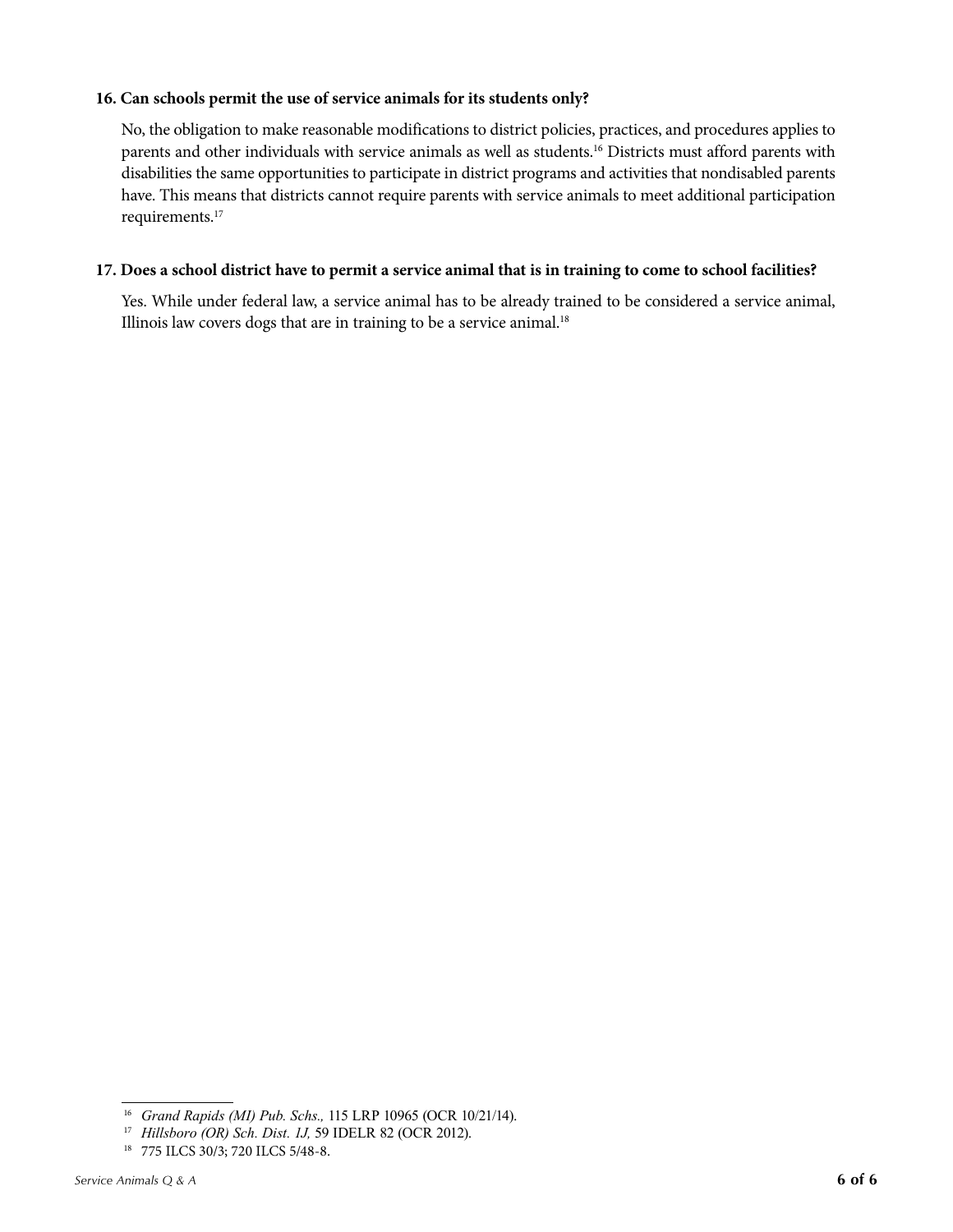**16. Can schools permit the use of service animals for its students only?**

No, the obligation to make reasonable modifications to district policies, practices, and procedures applies to parents and other individuals with service animals as well as students.[16] Districts must afford parents with disabilities the same opportunities to participate in district programs and activities that nondisabled parents have. This means that districts cannot require parents with service animals to meet additional participation requirements.[17]

**17. Does a school district have to permit a service animal that is in training to come to school facilities?**

Yes. While under federal law, a service animal has to be already trained to be considered a service animal, Illinois law covers dogs that are in training to be a service animal.[18]

---

[16] *Grand Rapids (MI) Pub. Schs.,* 115 LRP 10965 (OCR 10/21/14).

[17] *Hillsboro (OR) Sch. Dist. 1J,* 59 IDELR 82 (OCR 2012).

[18] 775 ILCS 30/3; 720 ILCS 5/48-8.